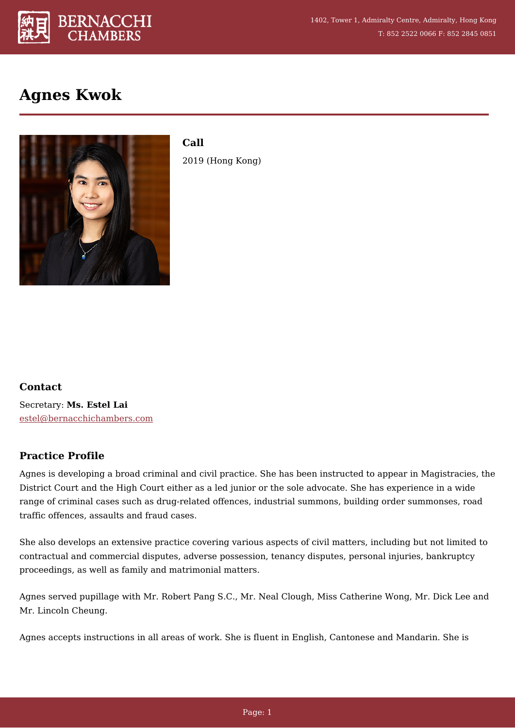# Agnes Kwok

**Call**

2019 (Hong Kong)

## Contact

Secretary: **Ms. Estel Lai**
estel@bernacchichambers.com

## Practice Profile

Agnes is developing a broad criminal and civil practice. She has been instructed to appear in Magistracies, the District Court and the High Court either as a led junior or the sole advocate. She has experience in a wide range of criminal cases such as drug-related offences, industrial summons, building order summonses, road traffic offences, assaults and fraud cases.

She also develops an extensive practice covering various aspects of civil matters, including but not limited to contractual and commercial disputes, adverse possession, tenancy disputes, personal injuries, bankruptcy proceedings, as well as family and matrimonial matters.

Agnes served pupillage with Mr. Robert Pang S.C., Mr. Neal Clough, Miss Catherine Wong, Mr. Dick Lee and Mr. Lincoln Cheung.

Agnes accepts instructions in all areas of work. She is fluent in English, Cantonese and Mandarin. She is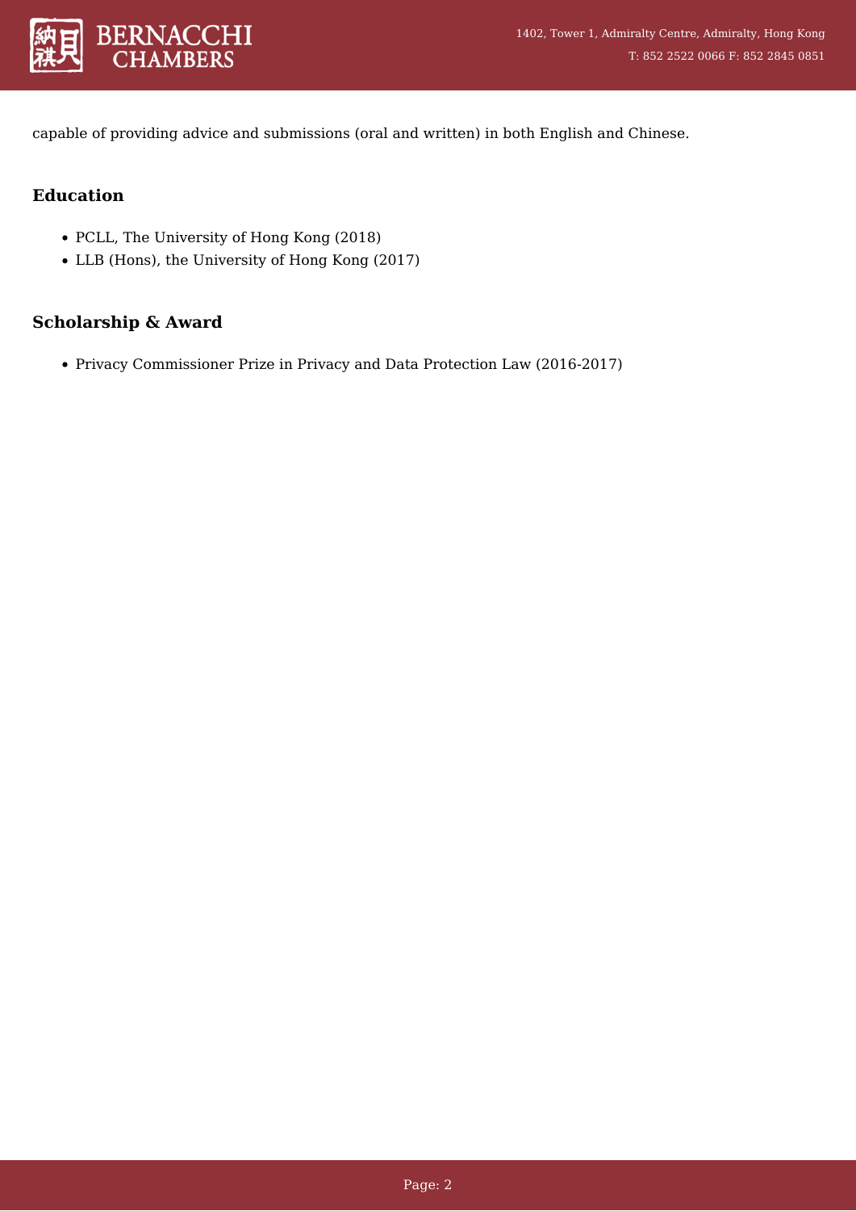capable of providing advice and submissions (oral and written) in both English and Chinese.

## Education

- PCLL, The University of Hong Kong (2018)
- LLB (Hons), the University of Hong Kong (2017)

## Scholarship & Award

- Privacy Commissioner Prize in Privacy and Data Protection Law (2016-2017)